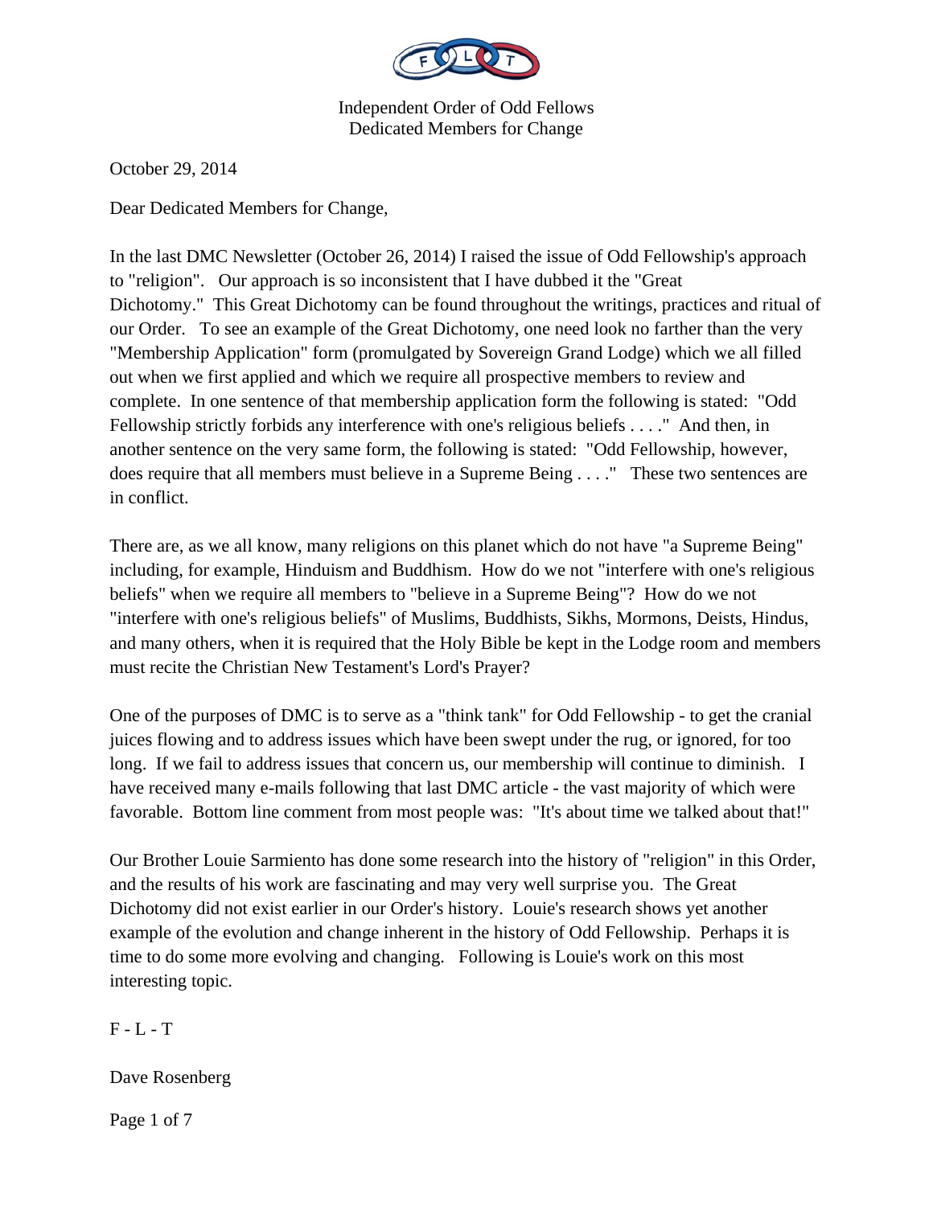Independent Order of Odd Fellows
Dedicated Members for Change

October 29, 2014

Dear Dedicated Members for Change,

In the last DMC Newsletter (October 26, 2014) I raised the issue of Odd Fellowship's approach to "religion". Our approach is so inconsistent that I have dubbed it the "Great Dichotomy." This Great Dichotomy can be found throughout the writings, practices and ritual of our Order. To see an example of the Great Dichotomy, one need look no farther than the very "Membership Application" form (promulgated by Sovereign Grand Lodge) which we all filled out when we first applied and which we require all prospective members to review and complete. In one sentence of that membership application form the following is stated: "Odd Fellowship strictly forbids any interference with one's religious beliefs . . . ." And then, in another sentence on the very same form, the following is stated: "Odd Fellowship, however, does require that all members must believe in a Supreme Being . . . ." These two sentences are in conflict.

There are, as we all know, many religions on this planet which do not have "a Supreme Being" including, for example, Hinduism and Buddhism. How do we not "interfere with one's religious beliefs" when we require all members to "believe in a Supreme Being"? How do we not "interfere with one's religious beliefs" of Muslims, Buddhists, Sikhs, Mormons, Deists, Hindus, and many others, when it is required that the Holy Bible be kept in the Lodge room and members must recite the Christian New Testament's Lord's Prayer?

One of the purposes of DMC is to serve as a "think tank" for Odd Fellowship - to get the cranial juices flowing and to address issues which have been swept under the rug, or ignored, for too long. If we fail to address issues that concern us, our membership will continue to diminish. I have received many e-mails following that last DMC article - the vast majority of which were favorable. Bottom line comment from most people was: "It's about time we talked about that!"

Our Brother Louie Sarmiento has done some research into the history of "religion" in this Order, and the results of his work are fascinating and may very well surprise you. The Great Dichotomy did not exist earlier in our Order's history. Louie's research shows yet another example of the evolution and change inherent in the history of Odd Fellowship. Perhaps it is time to do some more evolving and changing. Following is Louie's work on this most interesting topic.

F - L - T

Dave Rosenberg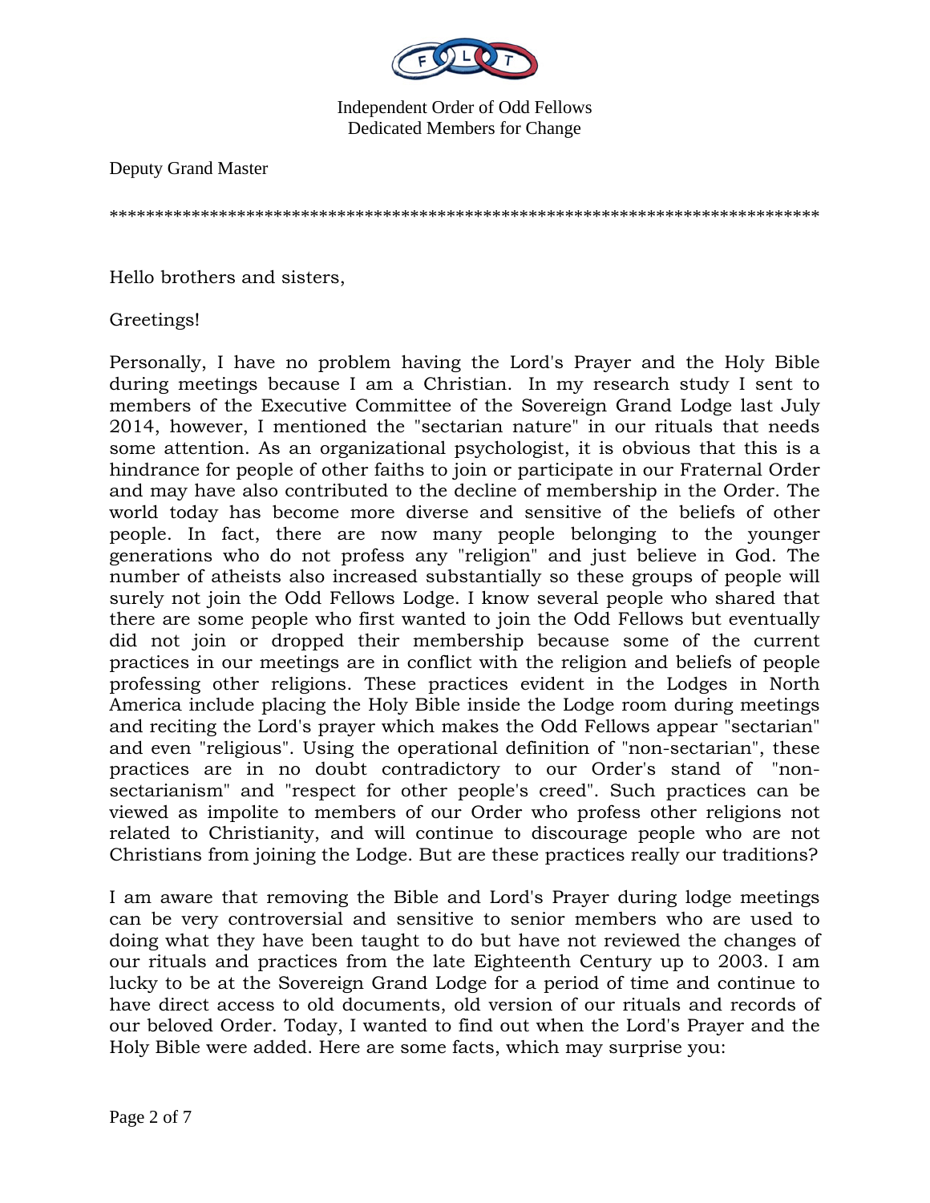Independent Order of Odd Fellows
Dedicated Members for Change

Deputy Grand Master

*******************************************************************************

Hello brothers and sisters,

Greetings!

Personally, I have no problem having the Lord's Prayer and the Holy Bible during meetings because I am a Christian. In my research study I sent to members of the Executive Committee of the Sovereign Grand Lodge last July 2014, however, I mentioned the "sectarian nature" in our rituals that needs some attention. As an organizational psychologist, it is obvious that this is a hindrance for people of other faiths to join or participate in our Fraternal Order and may have also contributed to the decline of membership in the Order. The world today has become more diverse and sensitive of the beliefs of other people. In fact, there are now many people belonging to the younger generations who do not profess any "religion" and just believe in God. The number of atheists also increased substantially so these groups of people will surely not join the Odd Fellows Lodge. I know several people who shared that there are some people who first wanted to join the Odd Fellows but eventually did not join or dropped their membership because some of the current practices in our meetings are in conflict with the religion and beliefs of people professing other religions. These practices evident in the Lodges in North America include placing the Holy Bible inside the Lodge room during meetings and reciting the Lord's prayer which makes the Odd Fellows appear "sectarian" and even "religious". Using the operational definition of "non-sectarian", these practices are in no doubt contradictory to our Order's stand of "non-sectarianism" and "respect for other people's creed". Such practices can be viewed as impolite to members of our Order who profess other religions not related to Christianity, and will continue to discourage people who are not Christians from joining the Lodge. But are these practices really our traditions?

I am aware that removing the Bible and Lord's Prayer during lodge meetings can be very controversial and sensitive to senior members who are used to doing what they have been taught to do but have not reviewed the changes of our rituals and practices from the late Eighteenth Century up to 2003. I am lucky to be at the Sovereign Grand Lodge for a period of time and continue to have direct access to old documents, old version of our rituals and records of our beloved Order. Today, I wanted to find out when the Lord's Prayer and the Holy Bible were added. Here are some facts, which may surprise you: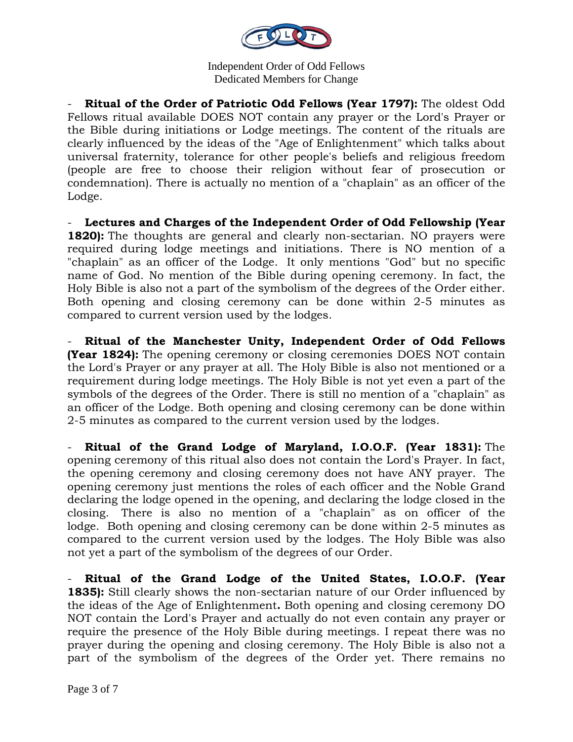- **Ritual of the Order of Patriotic Odd Fellows (Year 1797):** The oldest Odd Fellows ritual available DOES NOT contain any prayer or the Lord's Prayer or the Bible during initiations or Lodge meetings. The content of the rituals are clearly influenced by the ideas of the "Age of Enlightenment" which talks about universal fraternity, tolerance for other people's beliefs and religious freedom (people are free to choose their religion without fear of prosecution or condemnation). There is actually no mention of a "chaplain" as an officer of the Lodge.

- **Lectures and Charges of the Independent Order of Odd Fellowship (Year 1820):** The thoughts are general and clearly non-sectarian. NO prayers were required during lodge meetings and initiations. There is NO mention of a "chaplain" as an officer of the Lodge. It only mentions "God" but no specific name of God. No mention of the Bible during opening ceremony. In fact, the Holy Bible is also not a part of the symbolism of the degrees of the Order either. Both opening and closing ceremony can be done within 2-5 minutes as compared to current version used by the lodges.

- **Ritual of the Manchester Unity, Independent Order of Odd Fellows (Year 1824):** The opening ceremony or closing ceremonies DOES NOT contain the Lord's Prayer or any prayer at all. The Holy Bible is also not mentioned or a requirement during lodge meetings. The Holy Bible is not yet even a part of the symbols of the degrees of the Order. There is still no mention of a "chaplain" as an officer of the Lodge. Both opening and closing ceremony can be done within 2-5 minutes as compared to the current version used by the lodges.

- **Ritual of the Grand Lodge of Maryland, I.O.O.F. (Year 1831):** The opening ceremony of this ritual also does not contain the Lord's Prayer. In fact, the opening ceremony and closing ceremony does not have ANY prayer. The opening ceremony just mentions the roles of each officer and the Noble Grand declaring the lodge opened in the opening, and declaring the lodge closed in the closing. There is also no mention of a "chaplain" as on officer of the lodge. Both opening and closing ceremony can be done within 2-5 minutes as compared to the current version used by the lodges. The Holy Bible was also not yet a part of the symbolism of the degrees of our Order.

- **Ritual of the Grand Lodge of the United States, I.O.O.F. (Year 1835):** Still clearly shows the non-sectarian nature of our Order influenced by the ideas of the Age of Enlightenment**.** Both opening and closing ceremony DO NOT contain the Lord's Prayer and actually do not even contain any prayer or require the presence of the Holy Bible during meetings. I repeat there was no prayer during the opening and closing ceremony. The Holy Bible is also not a part of the symbolism of the degrees of the Order yet. There remains no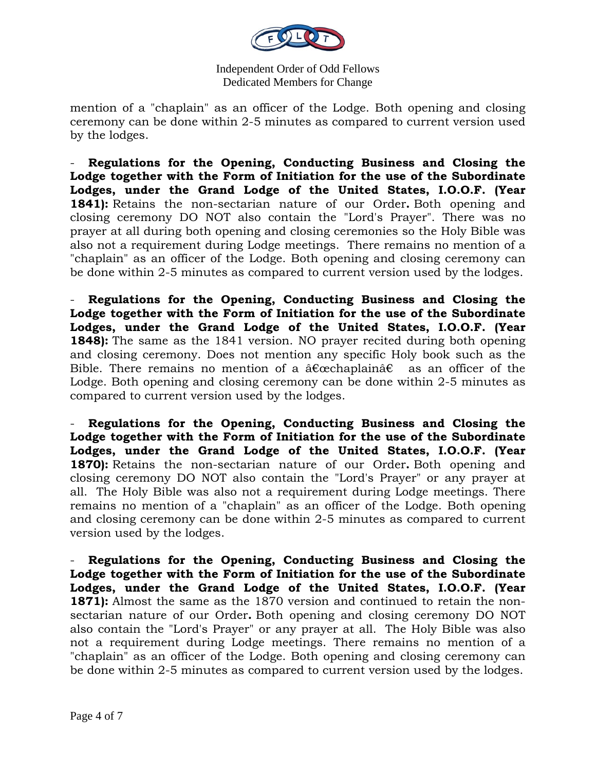mention of a "chaplain" as an officer of the Lodge. Both opening and closing ceremony can be done within 2-5 minutes as compared to current version used by the lodges.

- **Regulations for the Opening, Conducting Business and Closing the Lodge together with the Form of Initiation for the use of the Subordinate Lodges, under the Grand Lodge of the United States, I.O.O.F. (Year 1841):** Retains the non-sectarian nature of our Order**.** Both opening and closing ceremony DO NOT also contain the "Lord's Prayer". There was no prayer at all during both opening and closing ceremonies so the Holy Bible was also not a requirement during Lodge meetings. There remains no mention of a "chaplain" as an officer of the Lodge. Both opening and closing ceremony can be done within 2-5 minutes as compared to current version used by the lodges.

- **Regulations for the Opening, Conducting Business and Closing the Lodge together with the Form of Initiation for the use of the Subordinate Lodges, under the Grand Lodge of the United States, I.O.O.F. (Year 1848):** The same as the 1841 version. NO prayer recited during both opening and closing ceremony. Does not mention any specific Holy book such as the Bible. There remains no mention of a â€œchaplainâ€ as an officer of the Lodge. Both opening and closing ceremony can be done within 2-5 minutes as compared to current version used by the lodges.

- **Regulations for the Opening, Conducting Business and Closing the Lodge together with the Form of Initiation for the use of the Subordinate Lodges, under the Grand Lodge of the United States, I.O.O.F. (Year 1870):** Retains the non-sectarian nature of our Order**.** Both opening and closing ceremony DO NOT also contain the "Lord's Prayer" or any prayer at all. The Holy Bible was also not a requirement during Lodge meetings. There remains no mention of a "chaplain" as an officer of the Lodge. Both opening and closing ceremony can be done within 2-5 minutes as compared to current version used by the lodges.

- **Regulations for the Opening, Conducting Business and Closing the Lodge together with the Form of Initiation for the use of the Subordinate Lodges, under the Grand Lodge of the United States, I.O.O.F. (Year 1871):** Almost the same as the 1870 version and continued to retain the non-sectarian nature of our Order**.** Both opening and closing ceremony DO NOT also contain the "Lord's Prayer" or any prayer at all. The Holy Bible was also not a requirement during Lodge meetings. There remains no mention of a "chaplain" as an officer of the Lodge. Both opening and closing ceremony can be done within 2-5 minutes as compared to current version used by the lodges.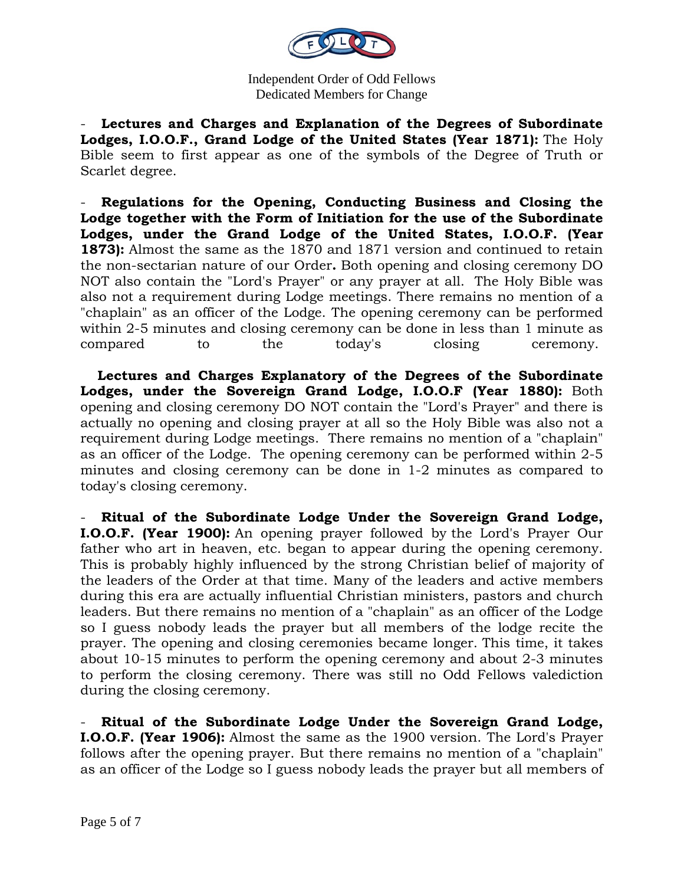- **Lectures and Charges and Explanation of the Degrees of Subordinate Lodges, I.O.O.F., Grand Lodge of the United States (Year 1871):** The Holy Bible seem to first appear as one of the symbols of the Degree of Truth or Scarlet degree.

- **Regulations for the Opening, Conducting Business and Closing the Lodge together with the Form of Initiation for the use of the Subordinate Lodges, under the Grand Lodge of the United States, I.O.O.F. (Year 1873):** Almost the same as the 1870 and 1871 version and continued to retain the non-sectarian nature of our Order**.** Both opening and closing ceremony DO NOT also contain the "Lord's Prayer" or any prayer at all. The Holy Bible was also not a requirement during Lodge meetings. There remains no mention of a "chaplain" as an officer of the Lodge. The opening ceremony can be performed within 2-5 minutes and closing ceremony can be done in less than 1 minute as compared to the today's closing ceremony.

**Lectures and Charges Explanatory of the Degrees of the Subordinate Lodges, under the Sovereign Grand Lodge, I.O.O.F (Year 1880):** Both opening and closing ceremony DO NOT contain the "Lord's Prayer" and there is actually no opening and closing prayer at all so the Holy Bible was also not a requirement during Lodge meetings. There remains no mention of a "chaplain" as an officer of the Lodge. The opening ceremony can be performed within 2-5 minutes and closing ceremony can be done in 1-2 minutes as compared to today's closing ceremony.

- **Ritual of the Subordinate Lodge Under the Sovereign Grand Lodge, I.O.O.F. (Year 1900):** An opening prayer followed by the Lord's Prayer Our father who art in heaven, etc. began to appear during the opening ceremony. This is probably highly influenced by the strong Christian belief of majority of the leaders of the Order at that time. Many of the leaders and active members during this era are actually influential Christian ministers, pastors and church leaders. But there remains no mention of a "chaplain" as an officer of the Lodge so I guess nobody leads the prayer but all members of the lodge recite the prayer. The opening and closing ceremonies became longer. This time, it takes about 10-15 minutes to perform the opening ceremony and about 2-3 minutes to perform the closing ceremony. There was still no Odd Fellows valediction during the closing ceremony.

- **Ritual of the Subordinate Lodge Under the Sovereign Grand Lodge, I.O.O.F. (Year 1906):** Almost the same as the 1900 version. The Lord's Prayer follows after the opening prayer. But there remains no mention of a "chaplain" as an officer of the Lodge so I guess nobody leads the prayer but all members of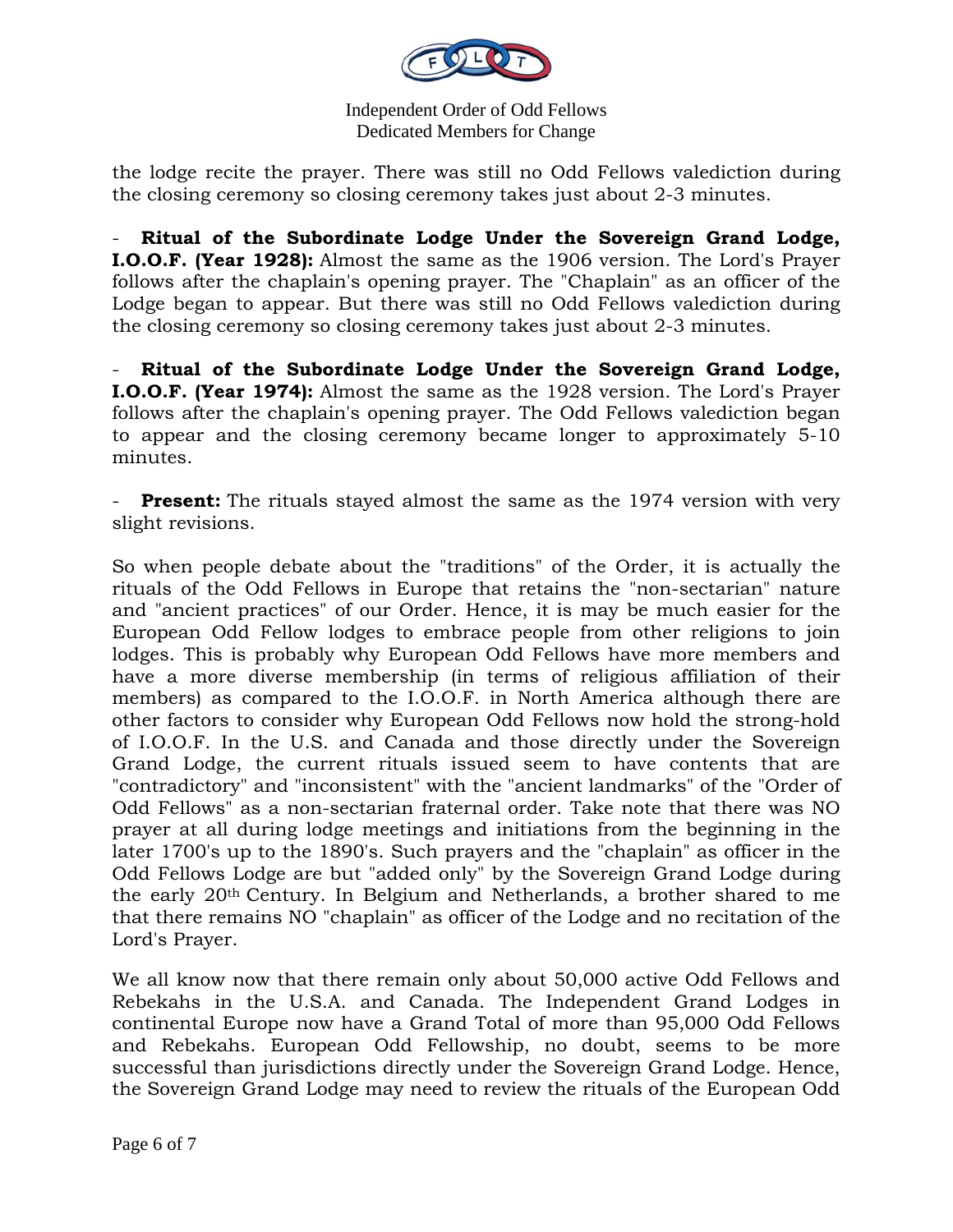the lodge recite the prayer. There was still no Odd Fellows valediction during the closing ceremony so closing ceremony takes just about 2-3 minutes.

- **Ritual of the Subordinate Lodge Under the Sovereign Grand Lodge, I.O.O.F. (Year 1928):** Almost the same as the 1906 version. The Lord's Prayer follows after the chaplain's opening prayer. The "Chaplain" as an officer of the Lodge began to appear. But there was still no Odd Fellows valediction during the closing ceremony so closing ceremony takes just about 2-3 minutes.

- **Ritual of the Subordinate Lodge Under the Sovereign Grand Lodge, I.O.O.F. (Year 1974):** Almost the same as the 1928 version. The Lord's Prayer follows after the chaplain's opening prayer. The Odd Fellows valediction began to appear and the closing ceremony became longer to approximately 5-10 minutes.

- **Present:** The rituals stayed almost the same as the 1974 version with very slight revisions.

So when people debate about the "traditions" of the Order, it is actually the rituals of the Odd Fellows in Europe that retains the "non-sectarian" nature and "ancient practices" of our Order. Hence, it is may be much easier for the European Odd Fellow lodges to embrace people from other religions to join lodges. This is probably why European Odd Fellows have more members and have a more diverse membership (in terms of religious affiliation of their members) as compared to the I.O.O.F. in North America although there are other factors to consider why European Odd Fellows now hold the strong-hold of I.O.O.F. In the U.S. and Canada and those directly under the Sovereign Grand Lodge, the current rituals issued seem to have contents that are "contradictory" and "inconsistent" with the "ancient landmarks" of the "Order of Odd Fellows" as a non-sectarian fraternal order. Take note that there was NO prayer at all during lodge meetings and initiations from the beginning in the later 1700's up to the 1890's. Such prayers and the "chaplain" as officer in the Odd Fellows Lodge are but "added only" by the Sovereign Grand Lodge during the early 20th Century. In Belgium and Netherlands, a brother shared to me that there remains NO "chaplain" as officer of the Lodge and no recitation of the Lord's Prayer.

We all know now that there remain only about 50,000 active Odd Fellows and Rebekahs in the U.S.A. and Canada. The Independent Grand Lodges in continental Europe now have a Grand Total of more than 95,000 Odd Fellows and Rebekahs. European Odd Fellowship, no doubt, seems to be more successful than jurisdictions directly under the Sovereign Grand Lodge. Hence, the Sovereign Grand Lodge may need to review the rituals of the European Odd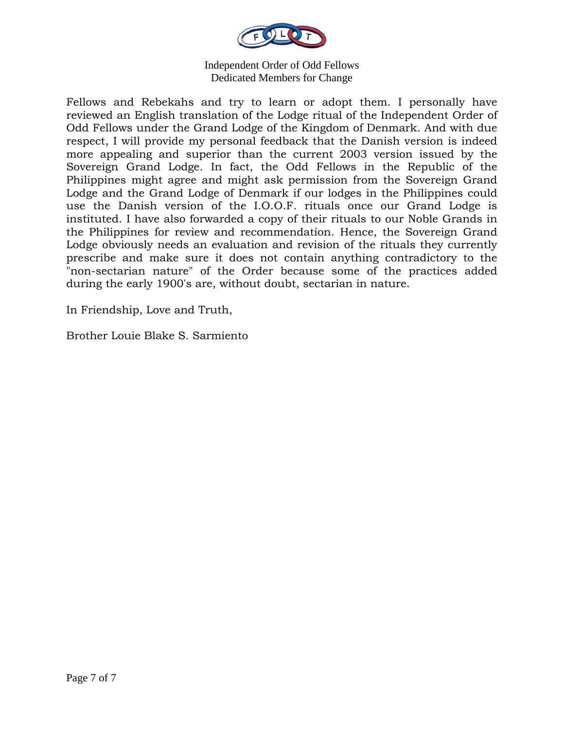Fellows and Rebekahs and try to learn or adopt them. I personally have reviewed an English translation of the Lodge ritual of the Independent Order of Odd Fellows under the Grand Lodge of the Kingdom of Denmark. And with due respect, I will provide my personal feedback that the Danish version is indeed more appealing and superior than the current 2003 version issued by the Sovereign Grand Lodge. In fact, the Odd Fellows in the Republic of the Philippines might agree and might ask permission from the Sovereign Grand Lodge and the Grand Lodge of Denmark if our lodges in the Philippines could use the Danish version of the I.O.O.F. rituals once our Grand Lodge is instituted. I have also forwarded a copy of their rituals to our Noble Grands in the Philippines for review and recommendation. Hence, the Sovereign Grand Lodge obviously needs an evaluation and revision of the rituals they currently prescribe and make sure it does not contain anything contradictory to the "non-sectarian nature" of the Order because some of the practices added during the early 1900's are, without doubt, sectarian in nature.

In Friendship, Love and Truth,

Brother Louie Blake S. Sarmiento